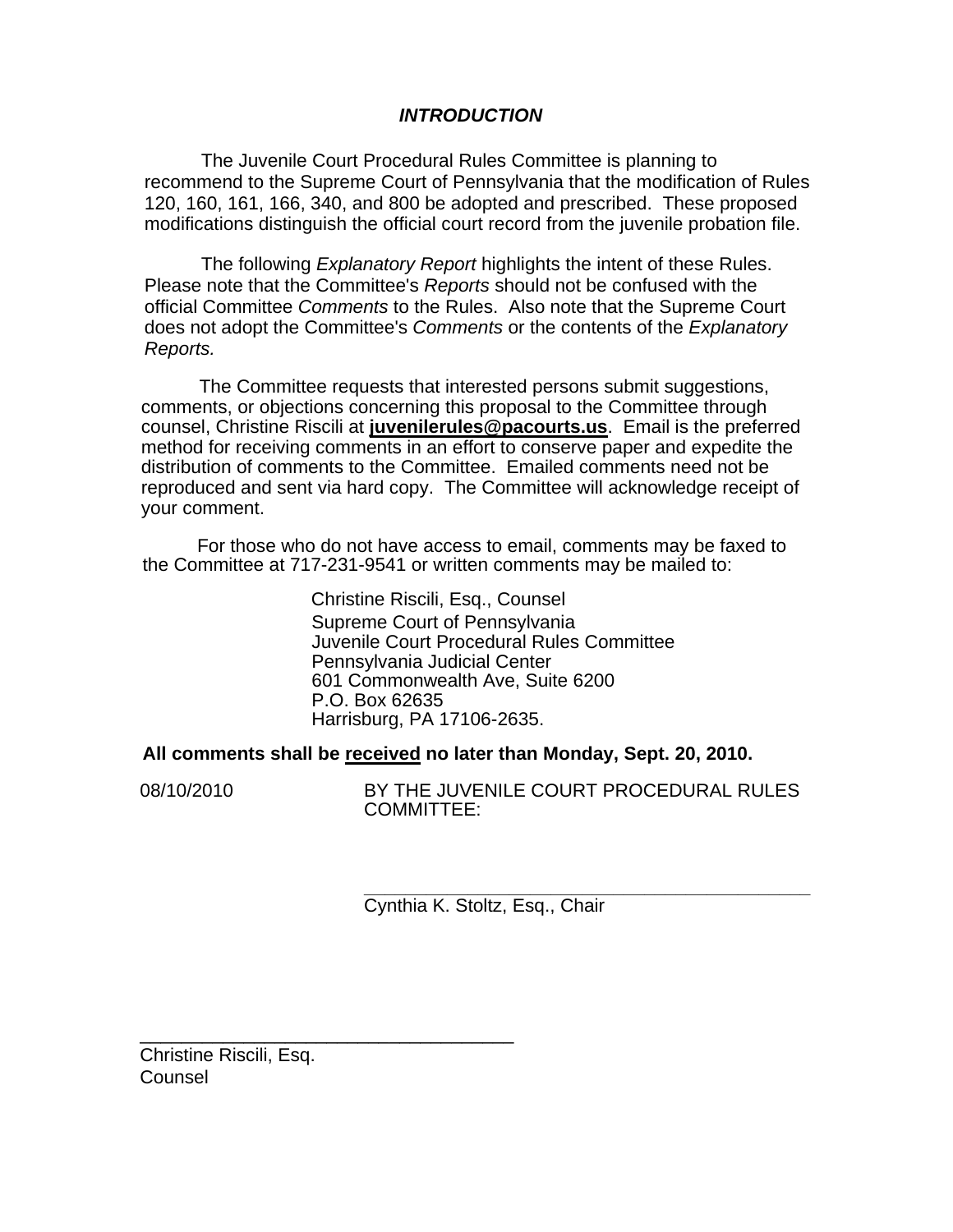## ***INTRODUCTION***

The Juvenile Court Procedural Rules Committee is planning to recommend to the Supreme Court of Pennsylvania that the modification of Rules 120, 160, 161, 166, 340, and 800 be adopted and prescribed. These proposed modifications distinguish the official court record from the juvenile probation file.

The following *Explanatory Report* highlights the intent of these Rules. Please note that the Committee's *Reports* should not be confused with the official Committee *Comments* to the Rules. Also note that the Supreme Court does not adopt the Committee's *Comments* or the contents of the *Explanatory Reports.*

The Committee requests that interested persons submit suggestions, comments, or objections concerning this proposal to the Committee through counsel, Christine Riscili at **juvenilerules@pacourts.us**. Email is the preferred method for receiving comments in an effort to conserve paper and expedite the distribution of comments to the Committee. Emailed comments need not be reproduced and sent via hard copy. The Committee will acknowledge receipt of your comment.

For those who do not have access to email, comments may be faxed to the Committee at 717-231-9541 or written comments may be mailed to:

Christine Riscili, Esq., Counsel
Supreme Court of Pennsylvania
Juvenile Court Procedural Rules Committee
Pennsylvania Judicial Center
601 Commonwealth Ave, Suite 6200
P.O. Box 62635
Harrisburg, PA 17106-2635.

**All comments shall be received no later than Monday, Sept. 20, 2010.**

08/10/2010 BY THE JUVENILE COURT PROCEDURAL RULES COMMITTEE:

\_\_\_\_\_\_\_\_\_\_\_\_\_\_\_\_\_\_\_\_\_\_\_\_\_\_\_\_\_\_\_\_\_\_\_\_\_\_\_\_
Cynthia K. Stoltz, Esq., Chair

\_\_\_\_\_\_\_\_\_\_\_\_\_\_\_\_\_\_\_\_\_\_\_\_\_\_\_\_\_\_\_\_\_\_\_\_\_\_\_\_
Christine Riscili, Esq.
Counsel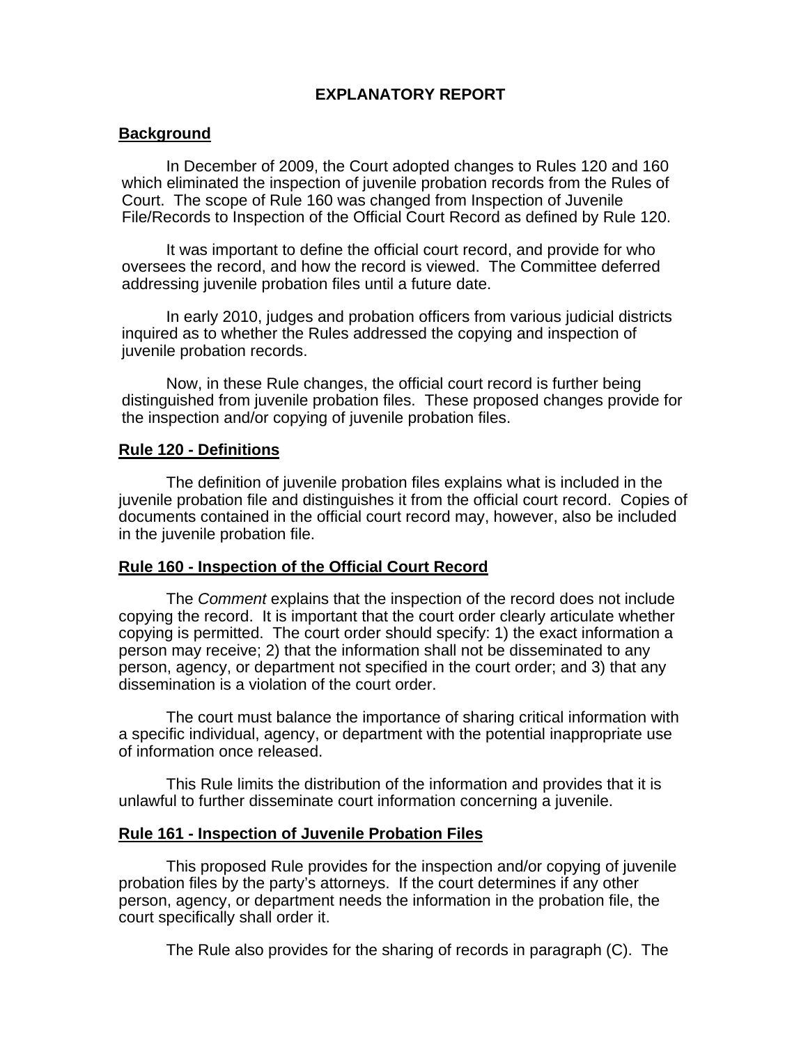# EXPLANATORY REPORT

## Background

In December of 2009, the Court adopted changes to Rules 120 and 160 which eliminated the inspection of juvenile probation records from the Rules of Court. The scope of Rule 160 was changed from Inspection of Juvenile File/Records to Inspection of the Official Court Record as defined by Rule 120.

It was important to define the official court record, and provide for who oversees the record, and how the record is viewed. The Committee deferred addressing juvenile probation files until a future date.

In early 2010, judges and probation officers from various judicial districts inquired as to whether the Rules addressed the copying and inspection of juvenile probation records.

Now, in these Rule changes, the official court record is further being distinguished from juvenile probation files. These proposed changes provide for the inspection and/or copying of juvenile probation files.

## Rule 120 - Definitions

The definition of juvenile probation files explains what is included in the juvenile probation file and distinguishes it from the official court record. Copies of documents contained in the official court record may, however, also be included in the juvenile probation file.

## Rule 160 - Inspection of the Official Court Record

The *Comment* explains that the inspection of the record does not include copying the record. It is important that the court order clearly articulate whether copying is permitted. The court order should specify: 1) the exact information a person may receive; 2) that the information shall not be disseminated to any person, agency, or department not specified in the court order; and 3) that any dissemination is a violation of the court order.

The court must balance the importance of sharing critical information with a specific individual, agency, or department with the potential inappropriate use of information once released.

This Rule limits the distribution of the information and provides that it is unlawful to further disseminate court information concerning a juvenile.

## Rule 161 - Inspection of Juvenile Probation Files

This proposed Rule provides for the inspection and/or copying of juvenile probation files by the party's attorneys. If the court determines if any other person, agency, or department needs the information in the probation file, the court specifically shall order it.

The Rule also provides for the sharing of records in paragraph (C). The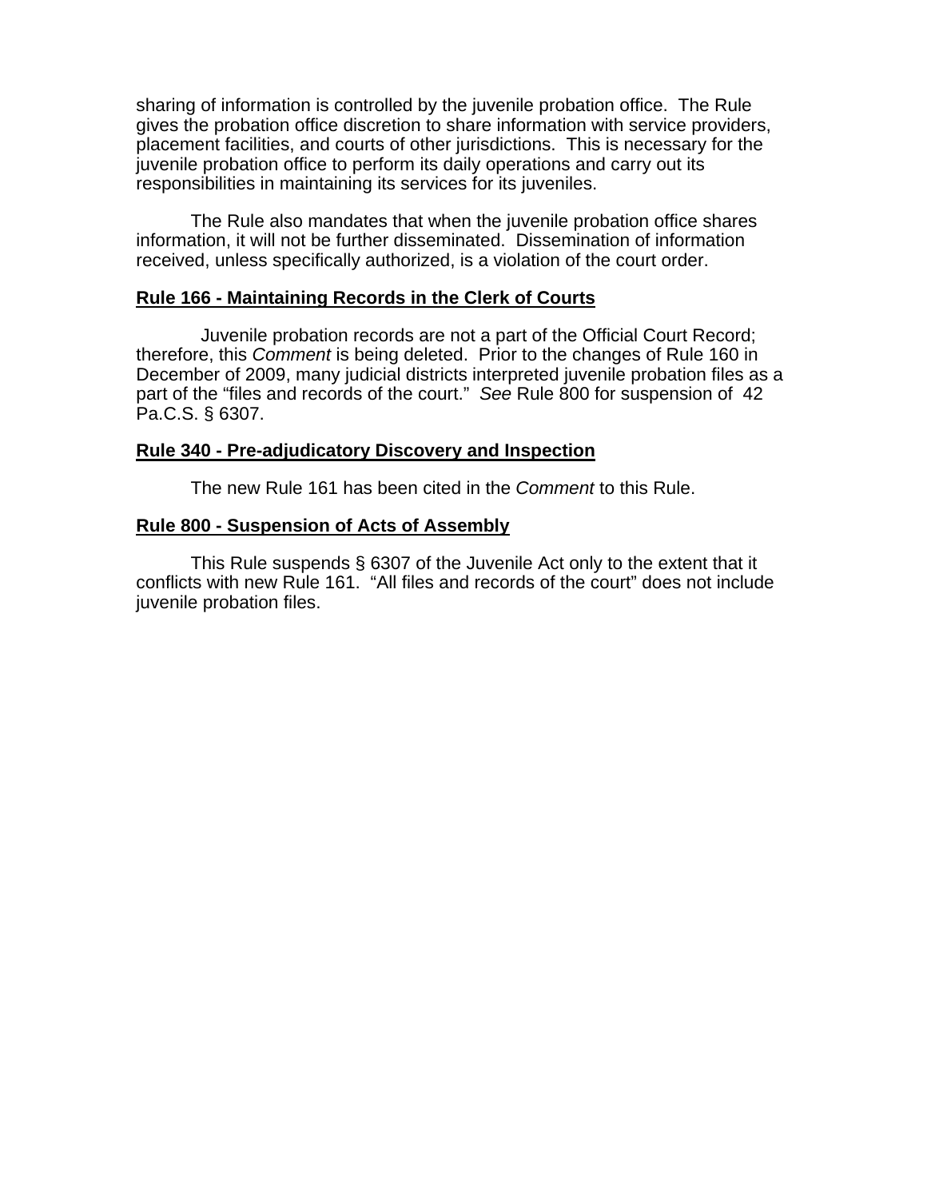sharing of information is controlled by the juvenile probation office. The Rule gives the probation office discretion to share information with service providers, placement facilities, and courts of other jurisdictions. This is necessary for the juvenile probation office to perform its daily operations and carry out its responsibilities in maintaining its services for its juveniles.

The Rule also mandates that when the juvenile probation office shares information, it will not be further disseminated. Dissemination of information received, unless specifically authorized, is a violation of the court order.

**Rule 166 - Maintaining Records in the Clerk of Courts**

Juvenile probation records are not a part of the Official Court Record; therefore, this *Comment* is being deleted. Prior to the changes of Rule 160 in December of 2009, many judicial districts interpreted juvenile probation files as a part of the "files and records of the court." *See* Rule 800 for suspension of 42 Pa.C.S. § 6307.

**Rule 340 - Pre-adjudicatory Discovery and Inspection**

The new Rule 161 has been cited in the *Comment* to this Rule.

**Rule 800 - Suspension of Acts of Assembly**

This Rule suspends § 6307 of the Juvenile Act only to the extent that it conflicts with new Rule 161. "All files and records of the court" does not include juvenile probation files.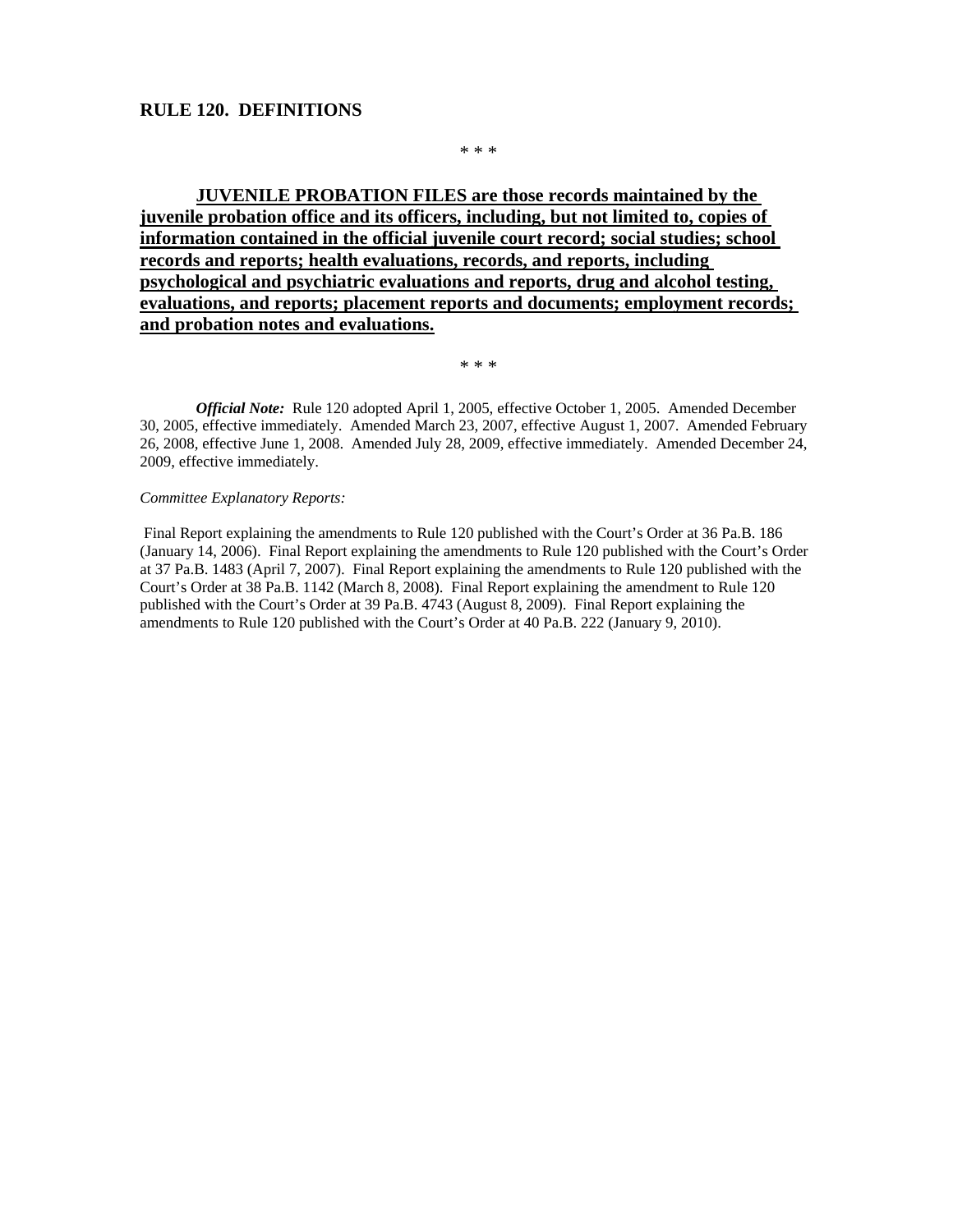## RULE 120. DEFINITIONS

\* \* \*

**JUVENILE PROBATION FILES are those records maintained by the juvenile probation office and its officers, including, but not limited to, copies of information contained in the official juvenile court record; social studies; school records and reports; health evaluations, records, and reports, including psychological and psychiatric evaluations and reports, drug and alcohol testing, evaluations, and reports; placement reports and documents; employment records; and probation notes and evaluations.**

\* \* \*

***Official Note:*** Rule 120 adopted April 1, 2005, effective October 1, 2005. Amended December 30, 2005, effective immediately. Amended March 23, 2007, effective August 1, 2007. Amended February 26, 2008, effective June 1, 2008. Amended July 28, 2009, effective immediately. Amended December 24, 2009, effective immediately.

*Committee Explanatory Reports:*

Final Report explaining the amendments to Rule 120 published with the Court's Order at 36 Pa.B. 186 (January 14, 2006). Final Report explaining the amendments to Rule 120 published with the Court's Order at 37 Pa.B. 1483 (April 7, 2007). Final Report explaining the amendments to Rule 120 published with the Court's Order at 38 Pa.B. 1142 (March 8, 2008). Final Report explaining the amendment to Rule 120 published with the Court's Order at 39 Pa.B. 4743 (August 8, 2009). Final Report explaining the amendments to Rule 120 published with the Court's Order at 40 Pa.B. 222 (January 9, 2010).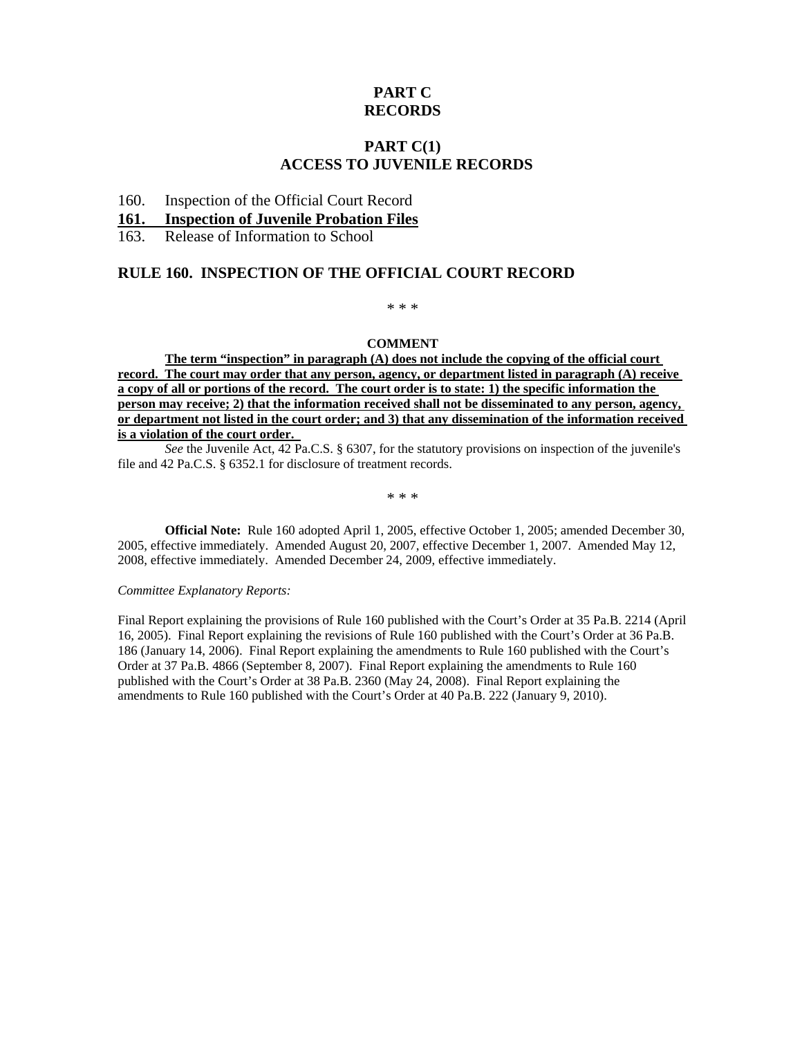# PART C
# RECORDS

## PART C(1)
## ACCESS TO JUVENILE RECORDS

160. Inspection of the Official Court Record
<u>**161. Inspection of Juvenile Probation Files**</u>
163. Release of Information to School

## RULE 160. INSPECTION OF THE OFFICIAL COURT RECORD

\* \* \*

**COMMENT**

<u>**The term "inspection" in paragraph (A) does not include the copying of the official court record. The court may order that any person, agency, or department listed in paragraph (A) receive a copy of all or portions of the record. The court order is to state: 1) the specific information the person may receive; 2) that the information received shall not be disseminated to any person, agency, or department not listed in the court order; and 3) that any dissemination of the information received is a violation of the court order.**</u>

*See* the Juvenile Act, 42 Pa.C.S. § 6307, for the statutory provisions on inspection of the juvenile's file and 42 Pa.C.S. § 6352.1 for disclosure of treatment records.

\* \* \*

**Official Note:** Rule 160 adopted April 1, 2005, effective October 1, 2005; amended December 30, 2005, effective immediately. Amended August 20, 2007, effective December 1, 2007. Amended May 12, 2008, effective immediately. Amended December 24, 2009, effective immediately.

*Committee Explanatory Reports:*

Final Report explaining the provisions of Rule 160 published with the Court's Order at 35 Pa.B. 2214 (April 16, 2005). Final Report explaining the revisions of Rule 160 published with the Court's Order at 36 Pa.B. 186 (January 14, 2006). Final Report explaining the amendments to Rule 160 published with the Court's Order at 37 Pa.B. 4866 (September 8, 2007). Final Report explaining the amendments to Rule 160 published with the Court's Order at 38 Pa.B. 2360 (May 24, 2008). Final Report explaining the amendments to Rule 160 published with the Court's Order at 40 Pa.B. 222 (January 9, 2010).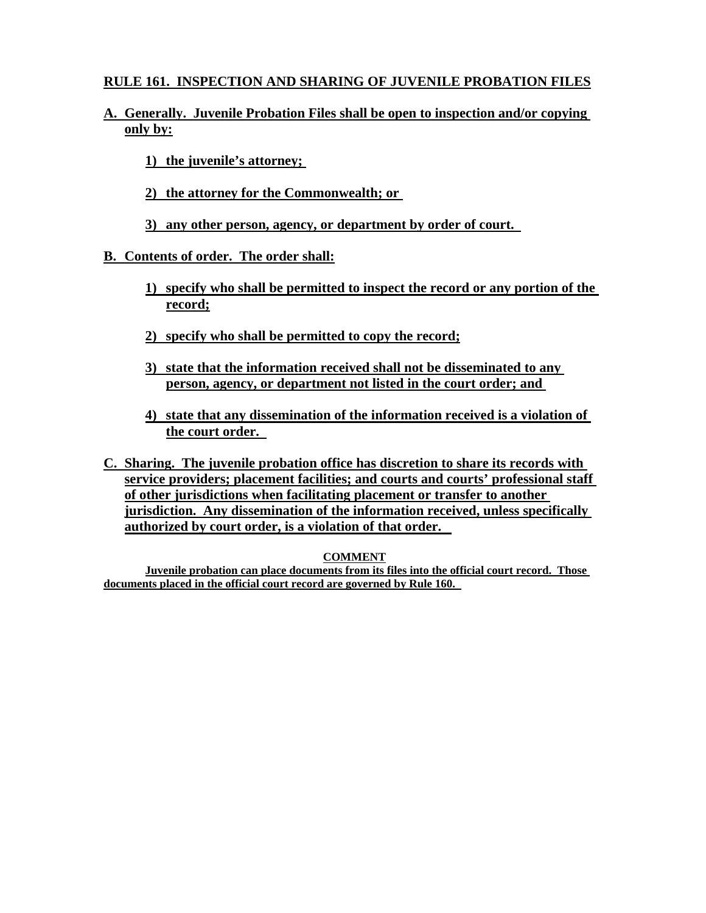## RULE 161. INSPECTION AND SHARING OF JUVENILE PROBATION FILES

**A. Generally. Juvenile Probation Files shall be open to inspection and/or copying only by:**

> **1) the juvenile's attorney;**
>
> **2) the attorney for the Commonwealth; or**
>
> **3) any other person, agency, or department by order of court.**

**B. Contents of order. The order shall:**

> **1) specify who shall be permitted to inspect the record or any portion of the record;**
>
> **2) specify who shall be permitted to copy the record;**
>
> **3) state that the information received shall not be disseminated to any person, agency, or department not listed in the court order; and**
>
> **4) state that any dissemination of the information received is a violation of the court order.**

**C. Sharing. The juvenile probation office has discretion to share its records with service providers; placement facilities; and courts and courts' professional staff of other jurisdictions when facilitating placement or transfer to another jurisdiction. Any dissemination of the information received, unless specifically authorized by court order, is a violation of that order.**

**COMMENT**

**Juvenile probation can place documents from its files into the official court record. Those documents placed in the official court record are governed by Rule 160.**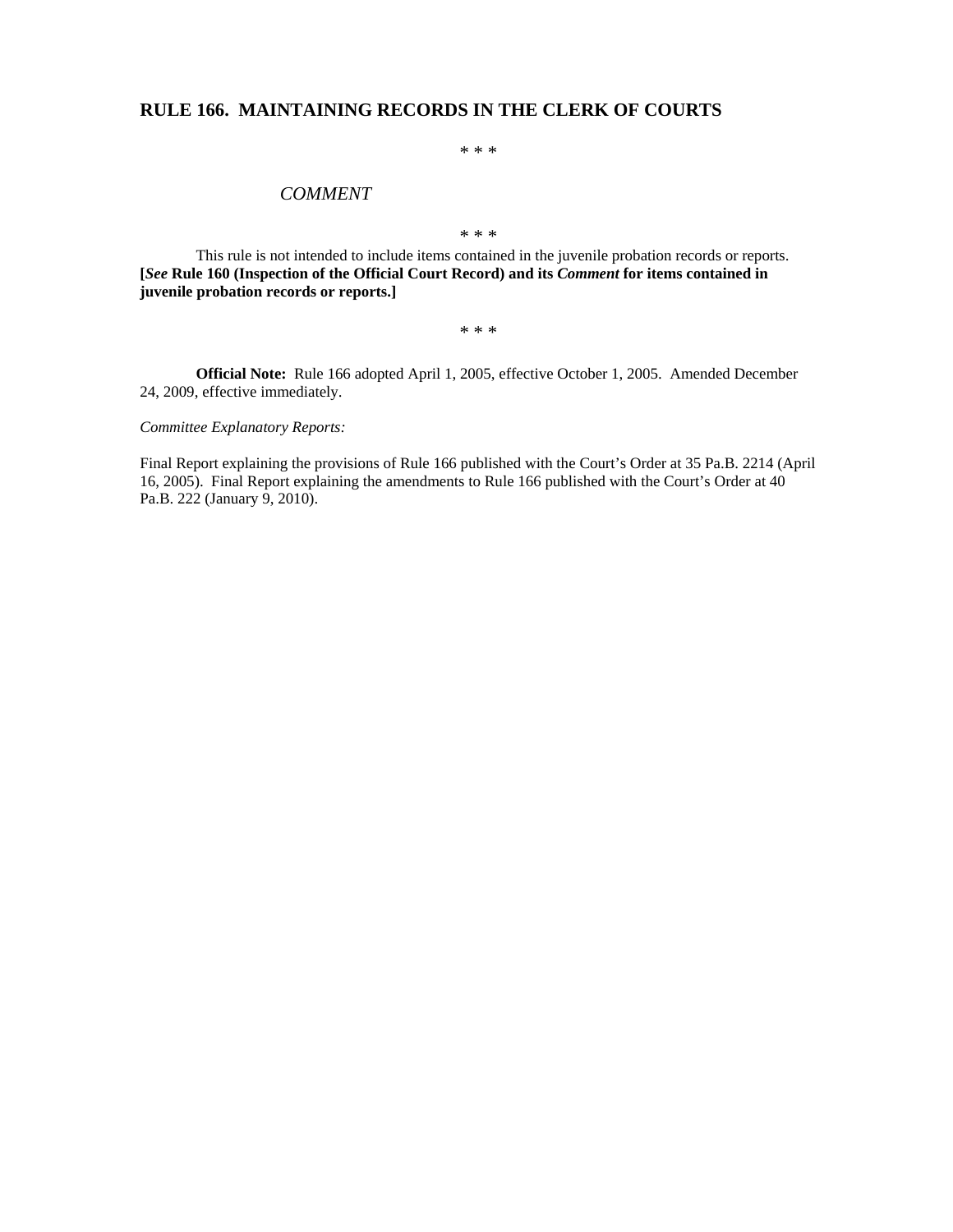## RULE 166. MAINTAINING RECORDS IN THE CLERK OF COURTS

\* \* \*

*COMMENT*

\* \* \*

This rule is not intended to include items contained in the juvenile probation records or reports. **[*See* Rule 160 (Inspection of the Official Court Record) and its *Comment* for items contained in juvenile probation records or reports.]**

\* \* \*

**Official Note:** Rule 166 adopted April 1, 2005, effective October 1, 2005. Amended December 24, 2009, effective immediately.

*Committee Explanatory Reports:*

Final Report explaining the provisions of Rule 166 published with the Court's Order at 35 Pa.B. 2214 (April 16, 2005). Final Report explaining the amendments to Rule 166 published with the Court's Order at 40 Pa.B. 222 (January 9, 2010).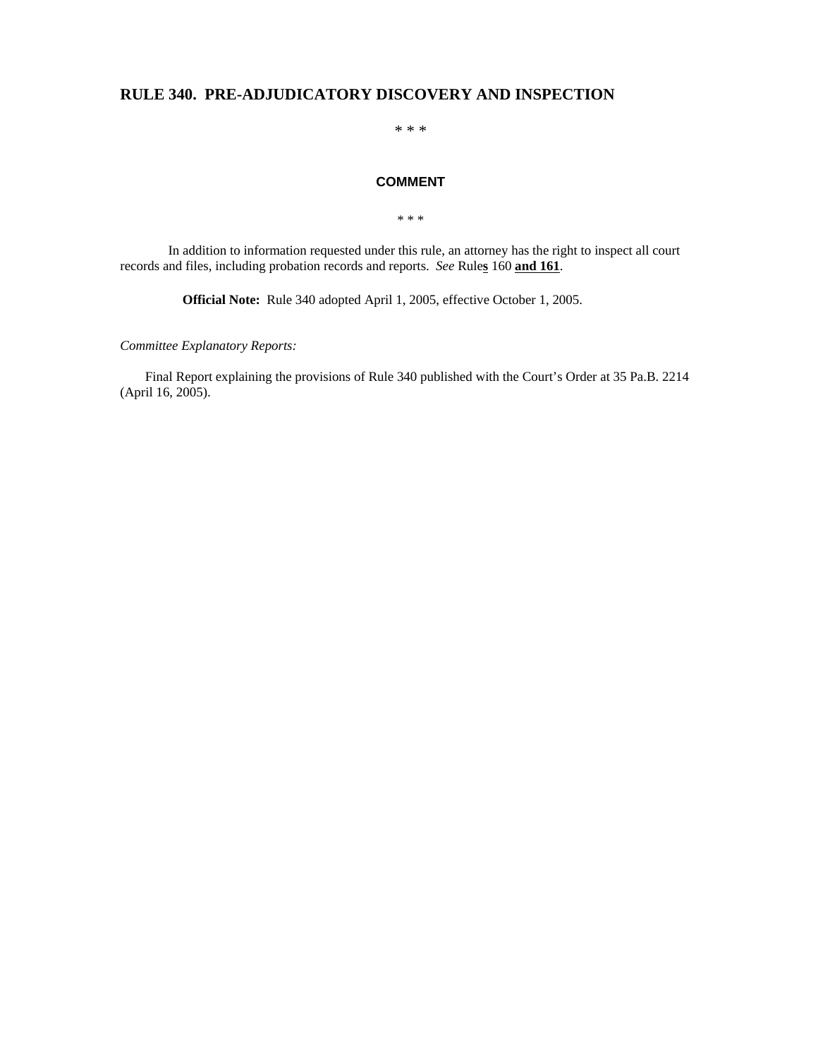## RULE 340. PRE-ADJUDICATORY DISCOVERY AND INSPECTION

\* \* \*

**COMMENT**

\* \* \*

In addition to information requested under this rule, an attorney has the right to inspect all court records and files, including probation records and reports. *See* Rule**s** 160 **and 161**.

**Official Note:** Rule 340 adopted April 1, 2005, effective October 1, 2005.

*Committee Explanatory Reports:*

Final Report explaining the provisions of Rule 340 published with the Court's Order at 35 Pa.B. 2214 (April 16, 2005).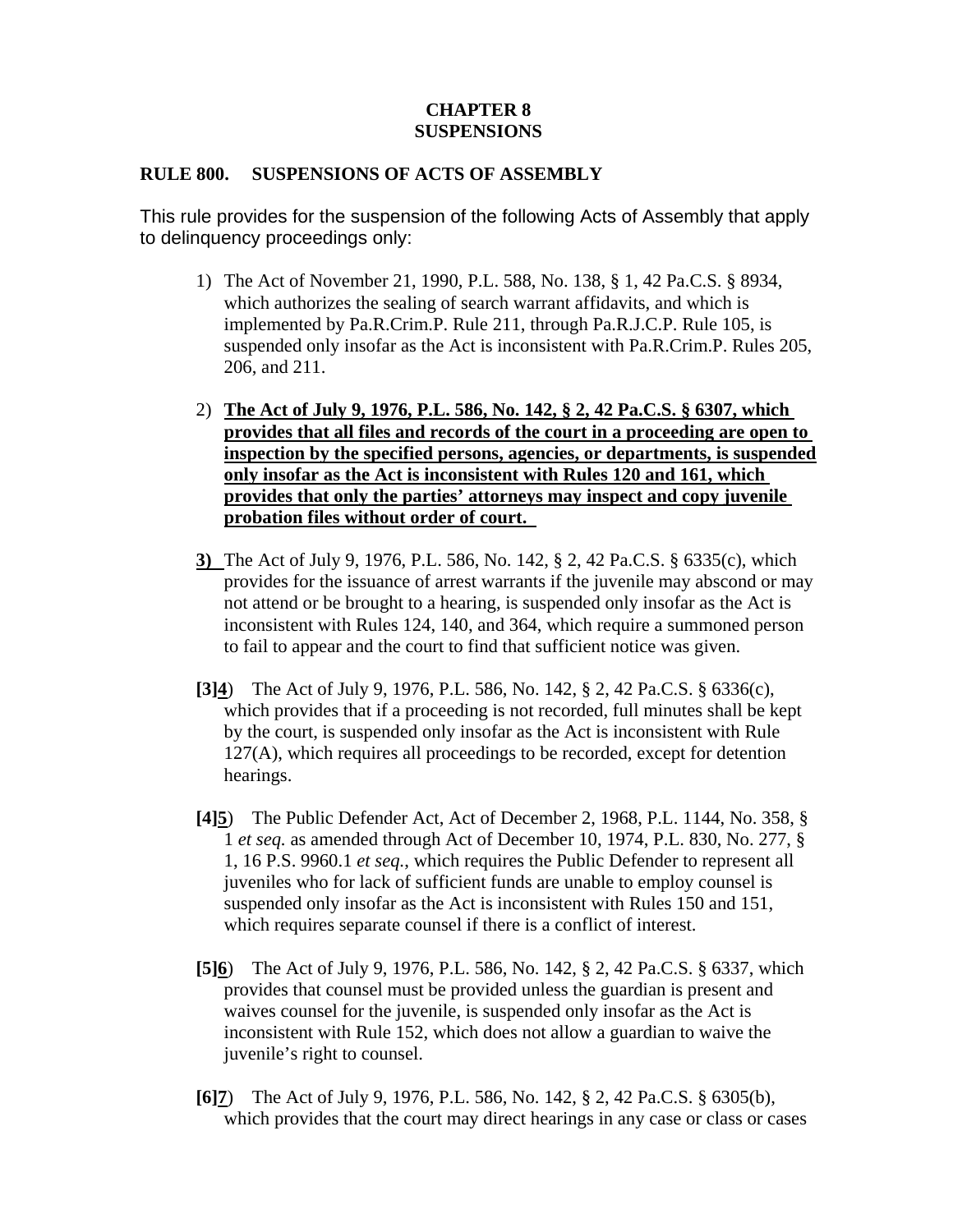# CHAPTER 8
# SUSPENSIONS

## RULE 800. SUSPENSIONS OF ACTS OF ASSEMBLY

This rule provides for the suspension of the following Acts of Assembly that apply to delinquency proceedings only:

1) The Act of November 21, 1990, P.L. 588, No. 138, § 1, 42 Pa.C.S. § 8934, which authorizes the sealing of search warrant affidavits, and which is implemented by Pa.R.Crim.P. Rule 211, through Pa.R.J.C.P. Rule 105, is suspended only insofar as the Act is inconsistent with Pa.R.Crim.P. Rules 205, 206, and 211.

2) **<u>The Act of July 9, 1976, P.L. 586, No. 142, § 2, 42 Pa.C.S. § 6307, which provides that all files and records of the court in a proceeding are open to inspection by the specified persons, agencies, or departments, is suspended only insofar as the Act is inconsistent with Rules 120 and 161, which provides that only the parties' attorneys may inspect and copy juvenile probation files without order of court.</u>**

**<u>3)</u>** The Act of July 9, 1976, P.L. 586, No. 142, § 2, 42 Pa.C.S. § 6335(c), which provides for the issuance of arrest warrants if the juvenile may abscond or may not attend or be brought to a hearing, is suspended only insofar as the Act is inconsistent with Rules 124, 140, and 364, which require a summoned person to fail to appear and the court to find that sufficient notice was given.

**[3]<u>4</u>**) The Act of July 9, 1976, P.L. 586, No. 142, § 2, 42 Pa.C.S. § 6336(c), which provides that if a proceeding is not recorded, full minutes shall be kept by the court, is suspended only insofar as the Act is inconsistent with Rule 127(A), which requires all proceedings to be recorded, except for detention hearings.

**[4]<u>5</u>**) The Public Defender Act, Act of December 2, 1968, P.L. 1144, No. 358, § 1 *et seq.* as amended through Act of December 10, 1974, P.L. 830, No. 277, § 1, 16 P.S. 9960.1 *et seq.*, which requires the Public Defender to represent all juveniles who for lack of sufficient funds are unable to employ counsel is suspended only insofar as the Act is inconsistent with Rules 150 and 151, which requires separate counsel if there is a conflict of interest.

**[5]<u>6</u>**) The Act of July 9, 1976, P.L. 586, No. 142, § 2, 42 Pa.C.S. § 6337, which provides that counsel must be provided unless the guardian is present and waives counsel for the juvenile, is suspended only insofar as the Act is inconsistent with Rule 152, which does not allow a guardian to waive the juvenile's right to counsel.

**[6]<u>7</u>**) The Act of July 9, 1976, P.L. 586, No. 142, § 2, 42 Pa.C.S. § 6305(b), which provides that the court may direct hearings in any case or class or cases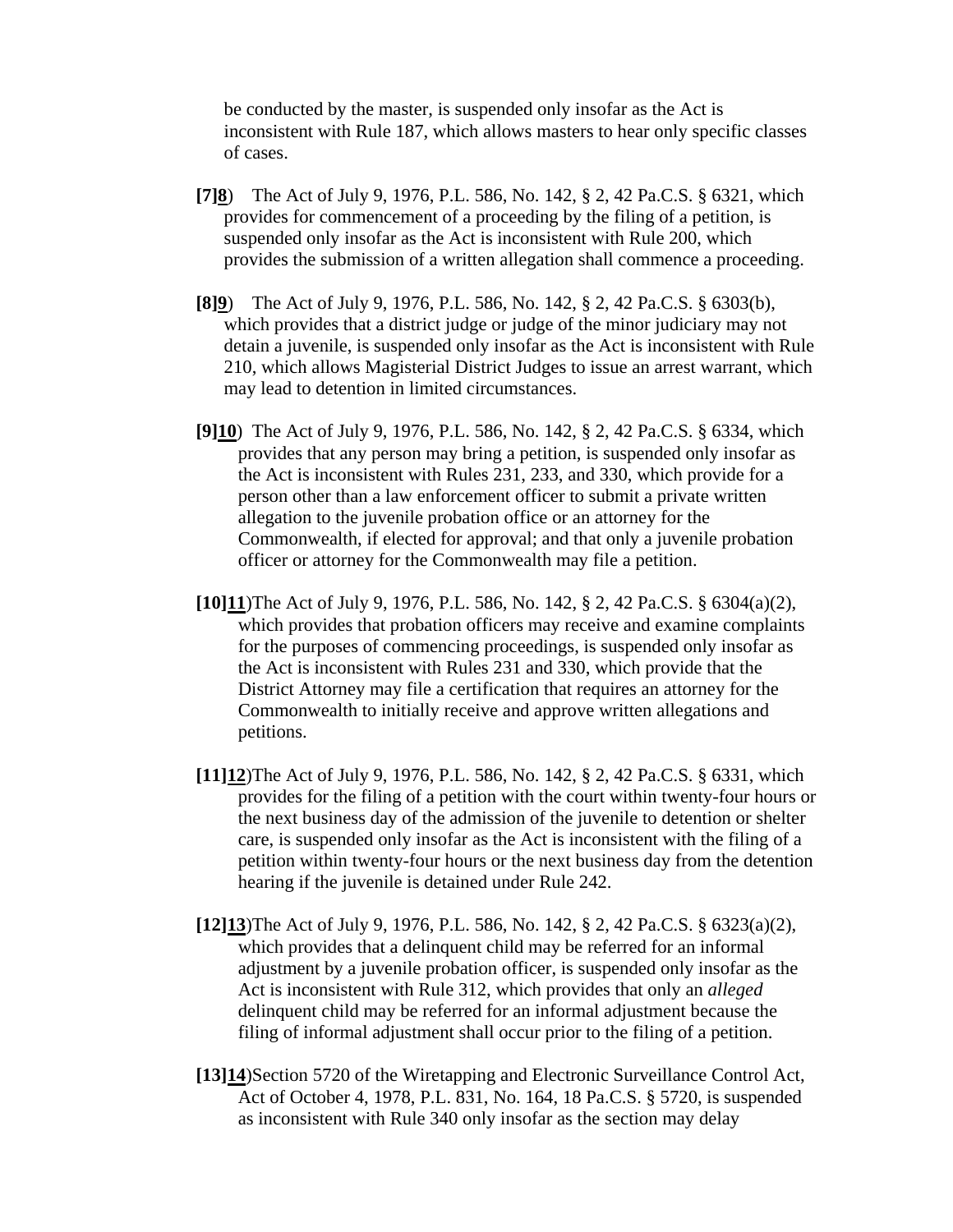be conducted by the master, is suspended only insofar as the Act is inconsistent with Rule 187, which allows masters to hear only specific classes of cases.

**[7]<u>8</u>**) The Act of July 9, 1976, P.L. 586, No. 142, § 2, 42 Pa.C.S. § 6321, which provides for commencement of a proceeding by the filing of a petition, is suspended only insofar as the Act is inconsistent with Rule 200, which provides the submission of a written allegation shall commence a proceeding.

**[8]<u>9</u>**) The Act of July 9, 1976, P.L. 586, No. 142, § 2, 42 Pa.C.S. § 6303(b), which provides that a district judge or judge of the minor judiciary may not detain a juvenile, is suspended only insofar as the Act is inconsistent with Rule 210, which allows Magisterial District Judges to issue an arrest warrant, which may lead to detention in limited circumstances.

**[9]<u>10</u>**) The Act of July 9, 1976, P.L. 586, No. 142, § 2, 42 Pa.C.S. § 6334, which provides that any person may bring a petition, is suspended only insofar as the Act is inconsistent with Rules 231, 233, and 330, which provide for a person other than a law enforcement officer to submit a private written allegation to the juvenile probation office or an attorney for the Commonwealth, if elected for approval; and that only a juvenile probation officer or attorney for the Commonwealth may file a petition.

**[10]<u>11</u>**)The Act of July 9, 1976, P.L. 586, No. 142, § 2, 42 Pa.C.S. § 6304(a)(2), which provides that probation officers may receive and examine complaints for the purposes of commencing proceedings, is suspended only insofar as the Act is inconsistent with Rules 231 and 330, which provide that the District Attorney may file a certification that requires an attorney for the Commonwealth to initially receive and approve written allegations and petitions.

**[11]<u>12</u>**)The Act of July 9, 1976, P.L. 586, No. 142, § 2, 42 Pa.C.S. § 6331, which provides for the filing of a petition with the court within twenty-four hours or the next business day of the admission of the juvenile to detention or shelter care, is suspended only insofar as the Act is inconsistent with the filing of a petition within twenty-four hours or the next business day from the detention hearing if the juvenile is detained under Rule 242.

**[12]<u>13</u>**)The Act of July 9, 1976, P.L. 586, No. 142, § 2, 42 Pa.C.S. § 6323(a)(2), which provides that a delinquent child may be referred for an informal adjustment by a juvenile probation officer, is suspended only insofar as the Act is inconsistent with Rule 312, which provides that only an *alleged* delinquent child may be referred for an informal adjustment because the filing of informal adjustment shall occur prior to the filing of a petition.

**[13]<u>14</u>**)Section 5720 of the Wiretapping and Electronic Surveillance Control Act, Act of October 4, 1978, P.L. 831, No. 164, 18 Pa.C.S. § 5720, is suspended as inconsistent with Rule 340 only insofar as the section may delay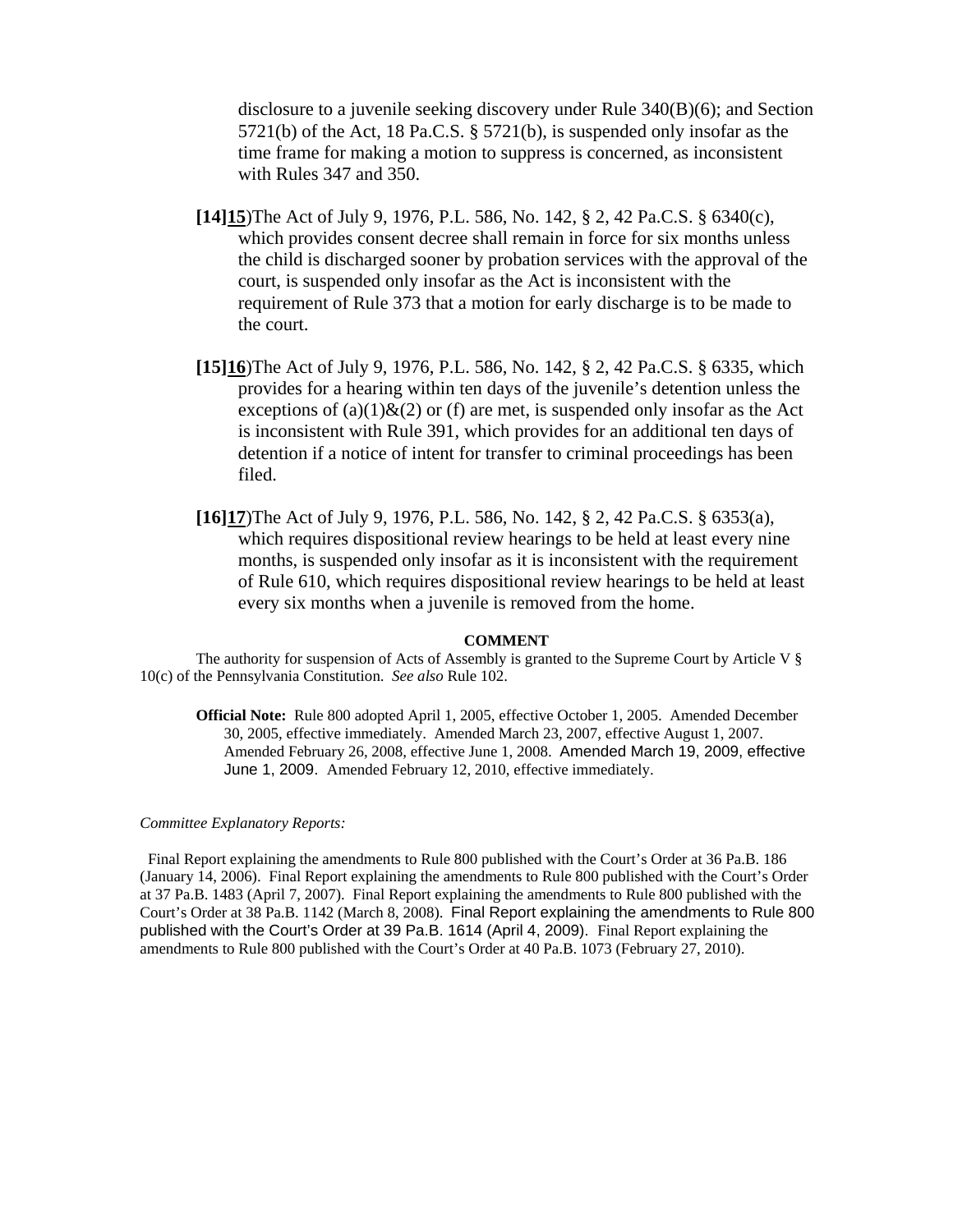disclosure to a juvenile seeking discovery under Rule 340(B)(6); and Section 5721(b) of the Act, 18 Pa.C.S. § 5721(b), is suspended only insofar as the time frame for making a motion to suppress is concerned, as inconsistent with Rules 347 and 350.

**[14]**<u>**15**</u>)The Act of July 9, 1976, P.L. 586, No. 142, § 2, 42 Pa.C.S. § 6340(c), which provides consent decree shall remain in force for six months unless the child is discharged sooner by probation services with the approval of the court, is suspended only insofar as the Act is inconsistent with the requirement of Rule 373 that a motion for early discharge is to be made to the court.

**[15]**<u>**16**</u>)The Act of July 9, 1976, P.L. 586, No. 142, § 2, 42 Pa.C.S. § 6335, which provides for a hearing within ten days of the juvenile's detention unless the exceptions of (a)(1)&(2) or (f) are met, is suspended only insofar as the Act is inconsistent with Rule 391, which provides for an additional ten days of detention if a notice of intent for transfer to criminal proceedings has been filed.

**[16]**<u>**17**</u>)The Act of July 9, 1976, P.L. 586, No. 142, § 2, 42 Pa.C.S. § 6353(a), which requires dispositional review hearings to be held at least every nine months, is suspended only insofar as it is inconsistent with the requirement of Rule 610, which requires dispositional review hearings to be held at least every six months when a juvenile is removed from the home.

**COMMENT**

The authority for suspension of Acts of Assembly is granted to the Supreme Court by Article V § 10(c) of the Pennsylvania Constitution. *See also* Rule 102.

**Official Note:** Rule 800 adopted April 1, 2005, effective October 1, 2005. Amended December 30, 2005, effective immediately. Amended March 23, 2007, effective August 1, 2007. Amended February 26, 2008, effective June 1, 2008. Amended March 19, 2009, effective June 1, 2009. Amended February 12, 2010, effective immediately.

*Committee Explanatory Reports:*

Final Report explaining the amendments to Rule 800 published with the Court's Order at 36 Pa.B. 186 (January 14, 2006). Final Report explaining the amendments to Rule 800 published with the Court's Order at 37 Pa.B. 1483 (April 7, 2007). Final Report explaining the amendments to Rule 800 published with the Court's Order at 38 Pa.B. 1142 (March 8, 2008). Final Report explaining the amendments to Rule 800 published with the Court's Order at 39 Pa.B. 1614 (April 4, 2009). Final Report explaining the amendments to Rule 800 published with the Court's Order at 40 Pa.B. 1073 (February 27, 2010).